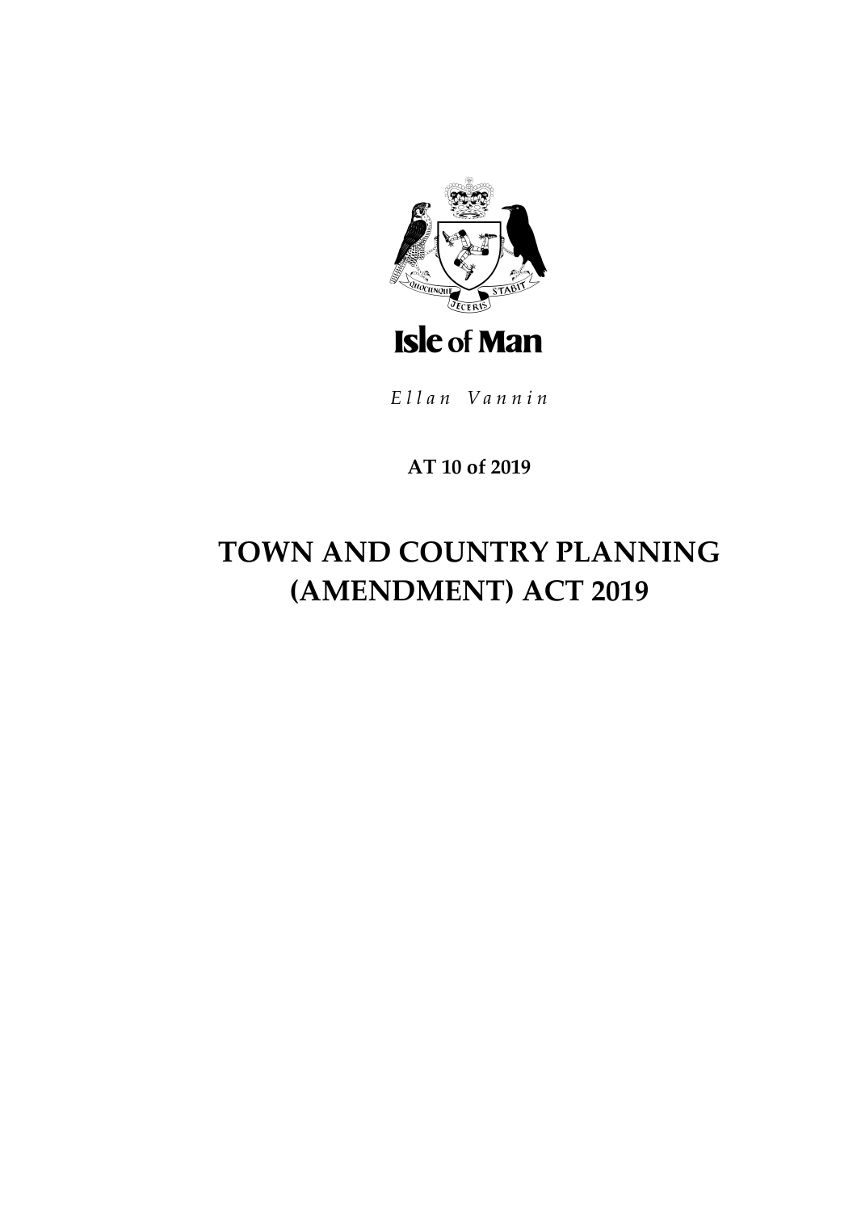Isle of Man

*Ellan Vannin*

**AT 10 of 2019**

# TOWN AND COUNTRY PLANNING (AMENDMENT) ACT 2019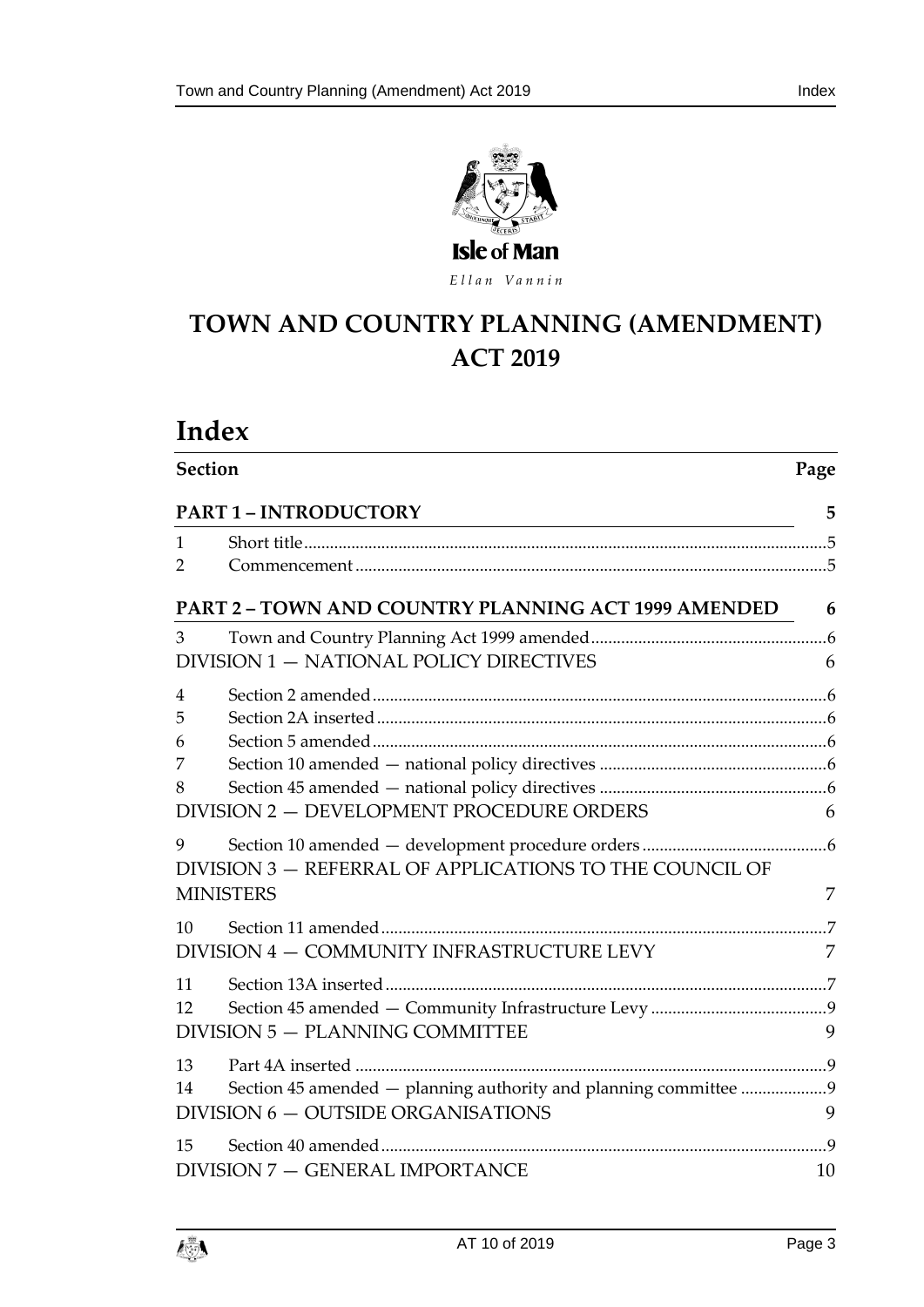Isle of Man

*Ellan Vannin*

# TOWN AND COUNTRY PLANNING (AMENDMENT) ACT 2019

## Index

| Section | | Page |
|---|---|---|
| **PART 1 – INTRODUCTORY** | | **5** |
| 1 | Short title | 5 |
| 2 | Commencement | 5 |
| **PART 2 – TOWN AND COUNTRY PLANNING ACT 1999 AMENDED** | | **6** |
| 3 | Town and Country Planning Act 1999 amended | 6 |
| DIVISION 1 — NATIONAL POLICY DIRECTIVES | | 6 |
| 4 | Section 2 amended | 6 |
| 5 | Section 2A inserted | 6 |
| 6 | Section 5 amended | 6 |
| 7 | Section 10 amended — national policy directives | 6 |
| 8 | Section 45 amended — national policy directives | 6 |
| DIVISION 2 — DEVELOPMENT PROCEDURE ORDERS | | 6 |
| 9 | Section 10 amended — development procedure orders | 6 |
| DIVISION 3 — REFERRAL OF APPLICATIONS TO THE COUNCIL OF MINISTERS | | 7 |
| 10 | Section 11 amended | 7 |
| DIVISION 4 — COMMUNITY INFRASTRUCTURE LEVY | | 7 |
| 11 | Section 13A inserted | 7 |
| 12 | Section 45 amended — Community Infrastructure Levy | 9 |
| DIVISION 5 — PLANNING COMMITTEE | | 9 |
| 13 | Part 4A inserted | 9 |
| 14 | Section 45 amended — planning authority and planning committee | 9 |
| DIVISION 6 — OUTSIDE ORGANISATIONS | | 9 |
| 15 | Section 40 amended | 9 |
| DIVISION 7 — GENERAL IMPORTANCE | | 10 |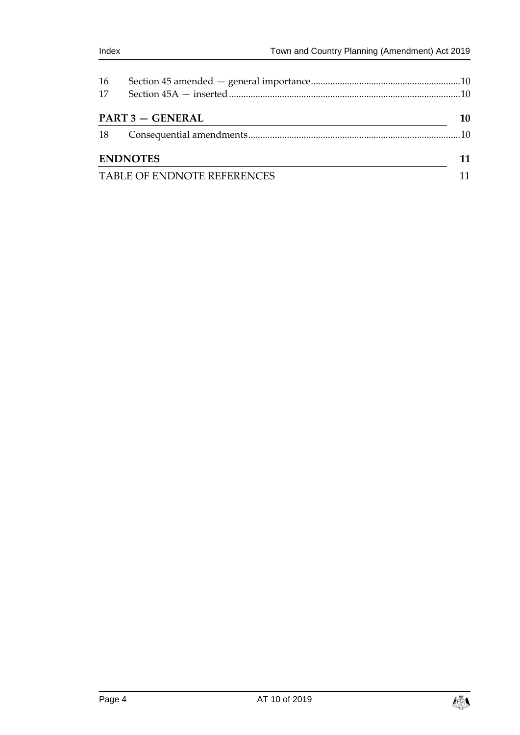| | | |
|---|---|---|
| 16 | Section 45 amended — general importance | 10 |
| 17 | Section 45A — inserted | 10 |

**PART 3 — GENERAL** 10

| | | |
|---|---|---|
| 18 | Consequential amendments | 10 |

**ENDNOTES** 11

TABLE OF ENDNOTE REFERENCES 11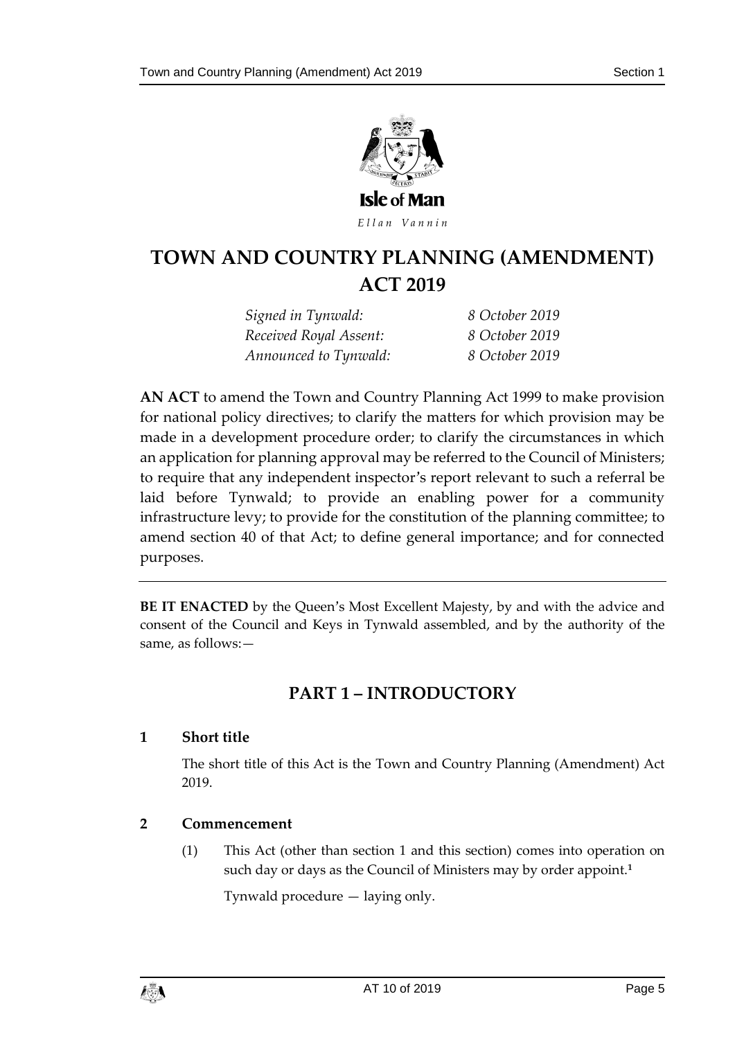Isle of Man

*Ellan Vannin*

# TOWN AND COUNTRY PLANNING (AMENDMENT) ACT 2019

| | |
|---|---|
| *Signed in Tynwald:* | *8 October 2019* |
| *Received Royal Assent:* | *8 October 2019* |
| *Announced to Tynwald:* | *8 October 2019* |

**AN ACT** to amend the Town and Country Planning Act 1999 to make provision for national policy directives; to clarify the matters for which provision may be made in a development procedure order; to clarify the circumstances in which an application for planning approval may be referred to the Council of Ministers; to require that any independent inspector's report relevant to such a referral be laid before Tynwald; to provide an enabling power for a community infrastructure levy; to provide for the constitution of the planning committee; to amend section 40 of that Act; to define general importance; and for connected purposes.

---

**BE IT ENACTED** by the Queen's Most Excellent Majesty, by and with the advice and consent of the Council and Keys in Tynwald assembled, and by the authority of the same, as follows:—

## PART 1 – INTRODUCTORY

### 1 Short title

The short title of this Act is the Town and Country Planning (Amendment) Act 2019.

### 2 Commencement

(1) This Act (other than section 1 and this section) comes into operation on such day or days as the Council of Ministers may by order appoint.[1]

Tynwald procedure — laying only.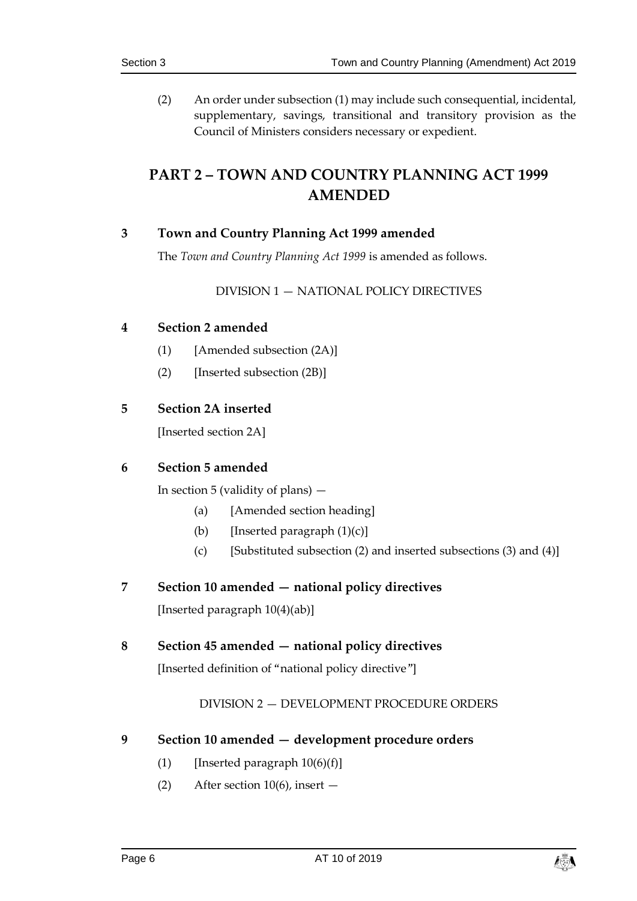(2) An order under subsection (1) may include such consequential, incidental, supplementary, savings, transitional and transitory provision as the Council of Ministers considers necessary or expedient.

# PART 2 – TOWN AND COUNTRY PLANNING ACT 1999 AMENDED

## 3 Town and Country Planning Act 1999 amended

The *Town and Country Planning Act 1999* is amended as follows.

DIVISION 1 — NATIONAL POLICY DIRECTIVES

## 4 Section 2 amended

(1) [Amended subsection (2A)]

(2) [Inserted subsection (2B)]

## 5 Section 2A inserted

[Inserted section 2A]

## 6 Section 5 amended

In section 5 (validity of plans) —

(a) [Amended section heading]

(b) [Inserted paragraph (1)(c)]

(c) [Substituted subsection (2) and inserted subsections (3) and (4)]

## 7 Section 10 amended — national policy directives

[Inserted paragraph 10(4)(ab)]

## 8 Section 45 amended — national policy directives

[Inserted definition of "national policy directive"]

DIVISION 2 — DEVELOPMENT PROCEDURE ORDERS

## 9 Section 10 amended — development procedure orders

(1) [Inserted paragraph 10(6)(f)]

(2) After section 10(6), insert —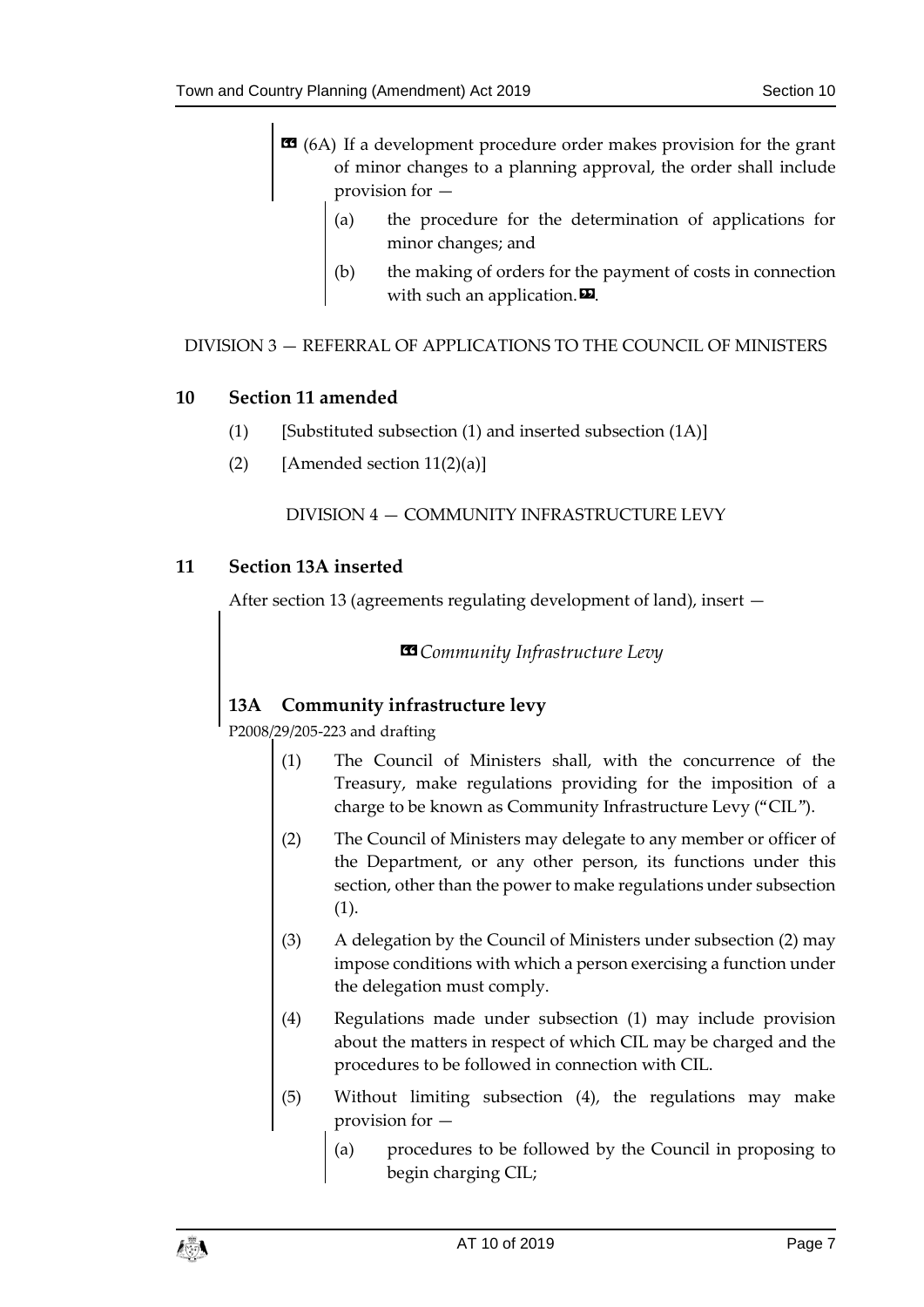« (6A) If a development procedure order makes provision for the grant of minor changes to a planning approval, the order shall include provision for —

(a) the procedure for the determination of applications for minor changes; and

(b) the making of orders for the payment of costs in connection with such an application. ».

DIVISION 3 — REFERRAL OF APPLICATIONS TO THE COUNCIL OF MINISTERS

## 10 Section 11 amended

(1) [Substituted subsection (1) and inserted subsection (1A)]

(2) [Amended section 11(2)(a)]

DIVISION 4 — COMMUNITY INFRASTRUCTURE LEVY

## 11 Section 13A inserted

After section 13 (agreements regulating development of land), insert —

«*Community Infrastructure Levy*

### 13A Community infrastructure levy

P2008/29/205-223 and drafting

(1) The Council of Ministers shall, with the concurrence of the Treasury, make regulations providing for the imposition of a charge to be known as Community Infrastructure Levy ("CIL").

(2) The Council of Ministers may delegate to any member or officer of the Department, or any other person, its functions under this section, other than the power to make regulations under subsection (1).

(3) A delegation by the Council of Ministers under subsection (2) may impose conditions with which a person exercising a function under the delegation must comply.

(4) Regulations made under subsection (1) may include provision about the matters in respect of which CIL may be charged and the procedures to be followed in connection with CIL.

(5) Without limiting subsection (4), the regulations may make provision for —

(a) procedures to be followed by the Council in proposing to begin charging CIL;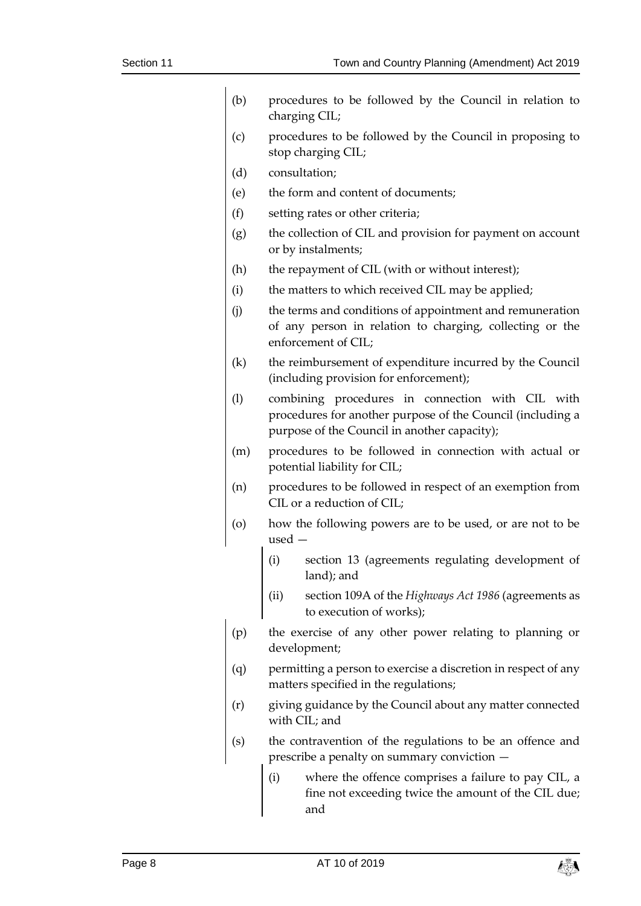(b) procedures to be followed by the Council in relation to charging CIL;

(c) procedures to be followed by the Council in proposing to stop charging CIL;

(d) consultation;

(e) the form and content of documents;

(f) setting rates or other criteria;

(g) the collection of CIL and provision for payment on account or by instalments;

(h) the repayment of CIL (with or without interest);

(i) the matters to which received CIL may be applied;

(j) the terms and conditions of appointment and remuneration of any person in relation to charging, collecting or the enforcement of CIL;

(k) the reimbursement of expenditure incurred by the Council (including provision for enforcement);

(l) combining procedures in connection with CIL with procedures for another purpose of the Council (including a purpose of the Council in another capacity);

(m) procedures to be followed in connection with actual or potential liability for CIL;

(n) procedures to be followed in respect of an exemption from CIL or a reduction of CIL;

(o) how the following powers are to be used, or are not to be used —

  (i) section 13 (agreements regulating development of land); and

  (ii) section 109A of the *Highways Act 1986* (agreements as to execution of works);

(p) the exercise of any other power relating to planning or development;

(q) permitting a person to exercise a discretion in respect of any matters specified in the regulations;

(r) giving guidance by the Council about any matter connected with CIL; and

(s) the contravention of the regulations to be an offence and prescribe a penalty on summary conviction —

  (i) where the offence comprises a failure to pay CIL, a fine not exceeding twice the amount of the CIL due; and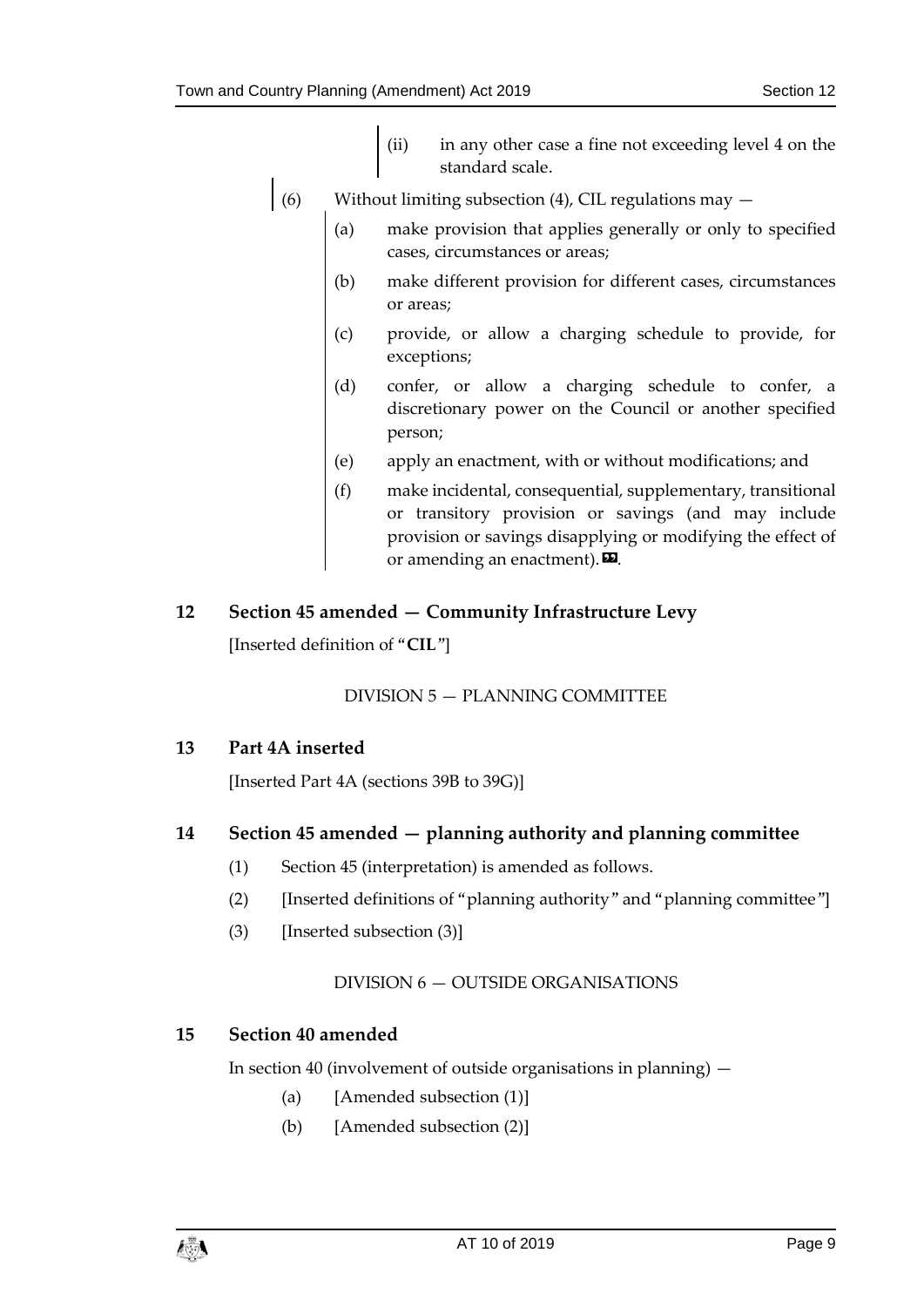(ii) in any other case a fine not exceeding level 4 on the standard scale.

(6) Without limiting subsection (4), CIL regulations may —

(a) make provision that applies generally or only to specified cases, circumstances or areas;

(b) make different provision for different cases, circumstances or areas;

(c) provide, or allow a charging schedule to provide, for exceptions;

(d) confer, or allow a charging schedule to confer, a discretionary power on the Council or another specified person;

(e) apply an enactment, with or without modifications; and

(f) make incidental, consequential, supplementary, transitional or transitory provision or savings (and may include provision or savings disapplying or modifying the effect of or amending an enactment).».

## 12 Section 45 amended — Community Infrastructure Levy

[Inserted definition of "**CIL**"]

DIVISION 5 — PLANNING COMMITTEE

## 13 Part 4A inserted

[Inserted Part 4A (sections 39B to 39G)]

## 14 Section 45 amended — planning authority and planning committee

(1) Section 45 (interpretation) is amended as follows.

(2) [Inserted definitions of "planning authority" and "planning committee"]

(3) [Inserted subsection (3)]

DIVISION 6 — OUTSIDE ORGANISATIONS

## 15 Section 40 amended

In section 40 (involvement of outside organisations in planning) —

(a) [Amended subsection (1)]

(b) [Amended subsection (2)]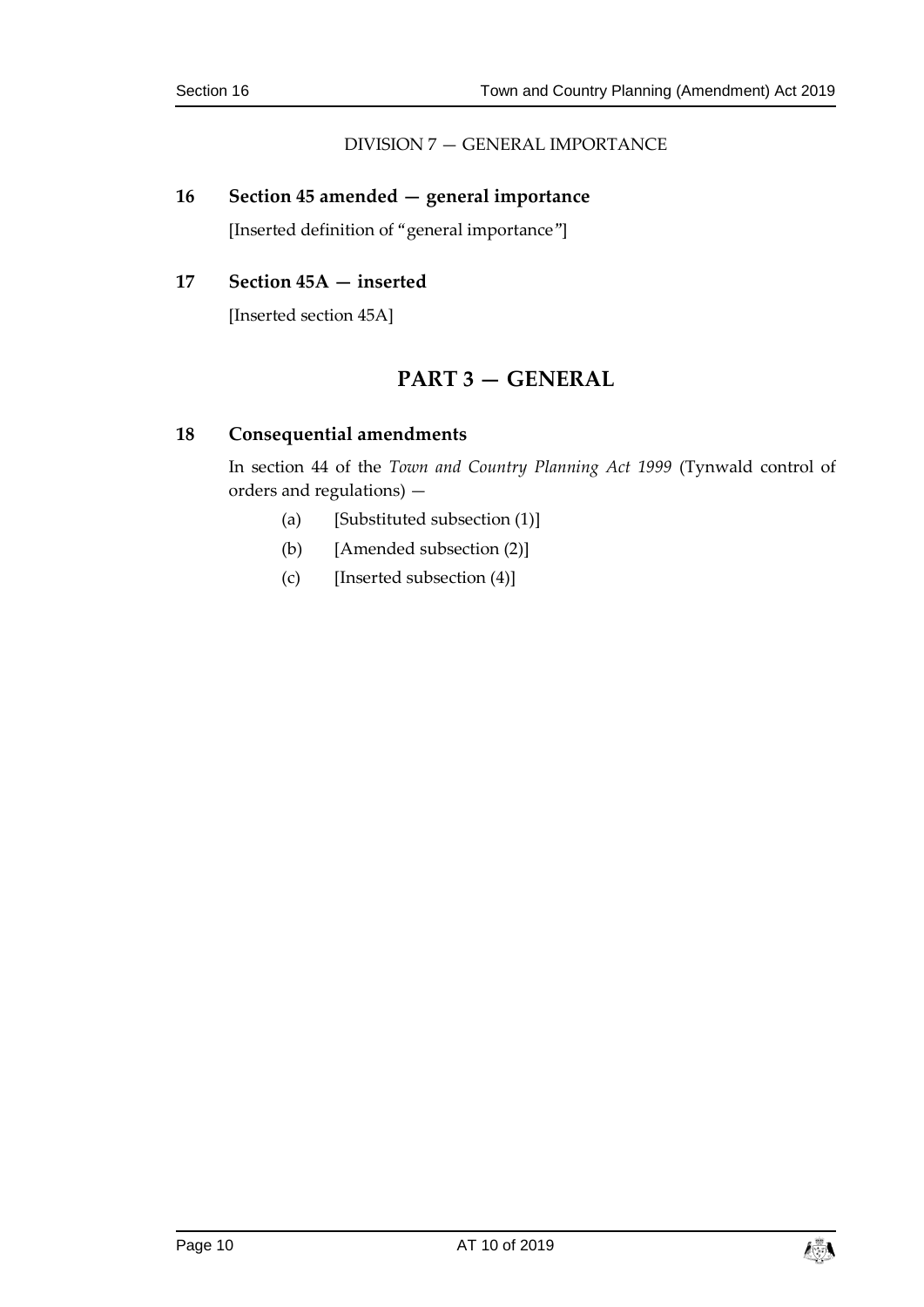DIVISION 7 — GENERAL IMPORTANCE

### 16 Section 45 amended — general importance

[Inserted definition of "general importance"]

### 17 Section 45A — inserted

[Inserted section 45A]

## PART 3 — GENERAL

### 18 Consequential amendments

In section 44 of the *Town and Country Planning Act 1999* (Tynwald control of orders and regulations) —

(a) [Substituted subsection (1)]

(b) [Amended subsection (2)]

(c) [Inserted subsection (4)]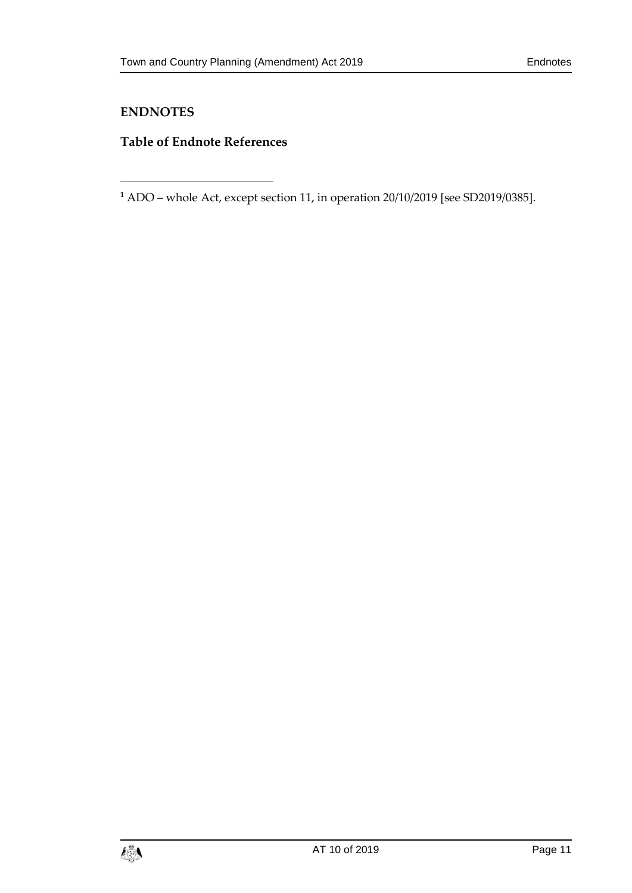## ENDNOTES

### Table of Endnote References

[1] ADO – whole Act, except section 11, in operation 20/10/2019 [see SD2019/0385].